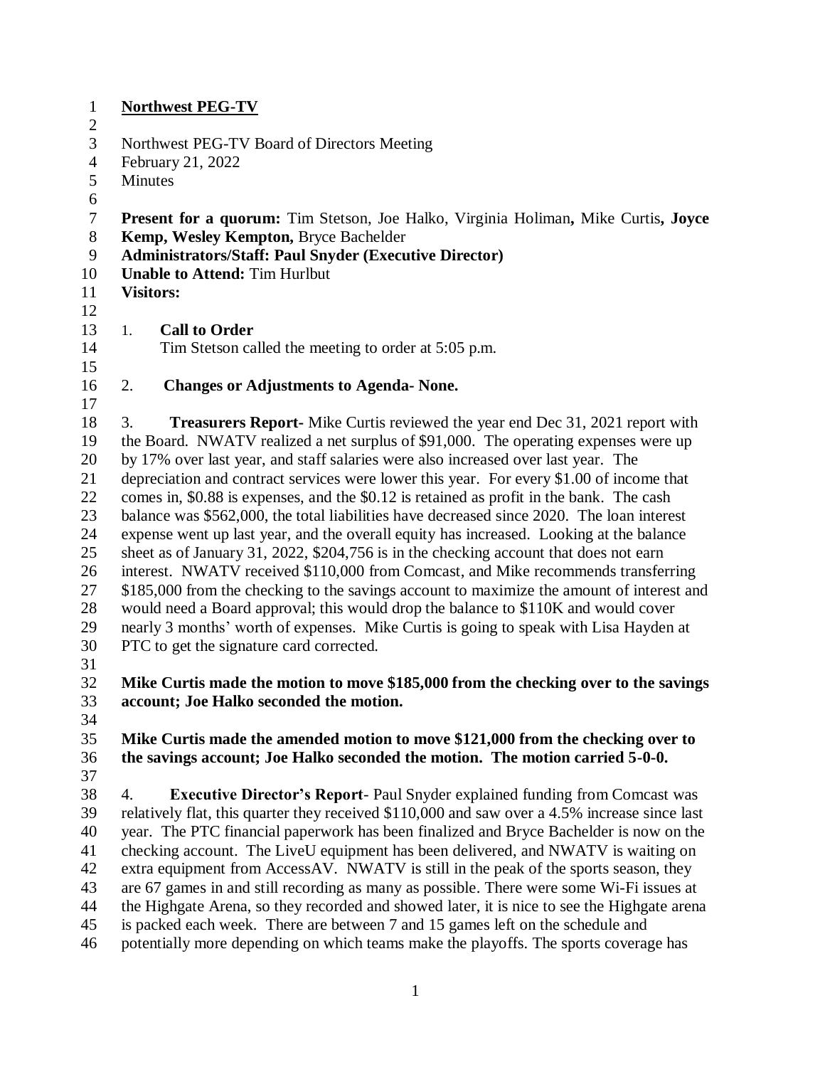**Northwest PEG-TV**

Northwest PEG-TV Board of Directors Meeting
February 21, 2022
Minutes

**Present for a quorum:** Tim Stetson, Joe Halko, Virginia Holiman**,** Mike Curtis**, Joyce Kemp, Wesley Kempton,** Bryce Bachelder
**Administrators/Staff: Paul Snyder (Executive Director)**
**Unable to Attend:** Tim Hurlbut
**Visitors:**

1. **Call to Order**
   Tim Stetson called the meeting to order at 5:05 p.m.

2. **Changes or Adjustments to Agenda- None.**

3. **Treasurers Report-** Mike Curtis reviewed the year end Dec 31, 2021 report with the Board. NWATV realized a net surplus of $91,000. The operating expenses were up by 17% over last year, and staff salaries were also increased over last year. The depreciation and contract services were lower this year. For every $1.00 of income that comes in, $0.88 is expenses, and the $0.12 is retained as profit in the bank. The cash balance was $562,000, the total liabilities have decreased since 2020. The loan interest expense went up last year, and the overall equity has increased. Looking at the balance sheet as of January 31, 2022, $204,756 is in the checking account that does not earn interest. NWATV received $110,000 from Comcast, and Mike recommends transferring $185,000 from the checking to the savings account to maximize the amount of interest and would need a Board approval; this would drop the balance to $110K and would cover nearly 3 months' worth of expenses. Mike Curtis is going to speak with Lisa Hayden at PTC to get the signature card corrected.

**Mike Curtis made the motion to move $185,000 from the checking over to the savings account; Joe Halko seconded the motion.**

**Mike Curtis made the amended motion to move $121,000 from the checking over to the savings account; Joe Halko seconded the motion. The motion carried 5-0-0.**

4. **Executive Director's Report**- Paul Snyder explained funding from Comcast was relatively flat, this quarter they received $110,000 and saw over a 4.5% increase since last year. The PTC financial paperwork has been finalized and Bryce Bachelder is now on the checking account. The LiveU equipment has been delivered, and NWATV is waiting on extra equipment from AccessAV. NWATV is still in the peak of the sports season, they are 67 games in and still recording as many as possible. There were some Wi-Fi issues at the Highgate Arena, so they recorded and showed later, it is nice to see the Highgate arena is packed each week. There are between 7 and 15 games left on the schedule and potentially more depending on which teams make the playoffs. The sports coverage has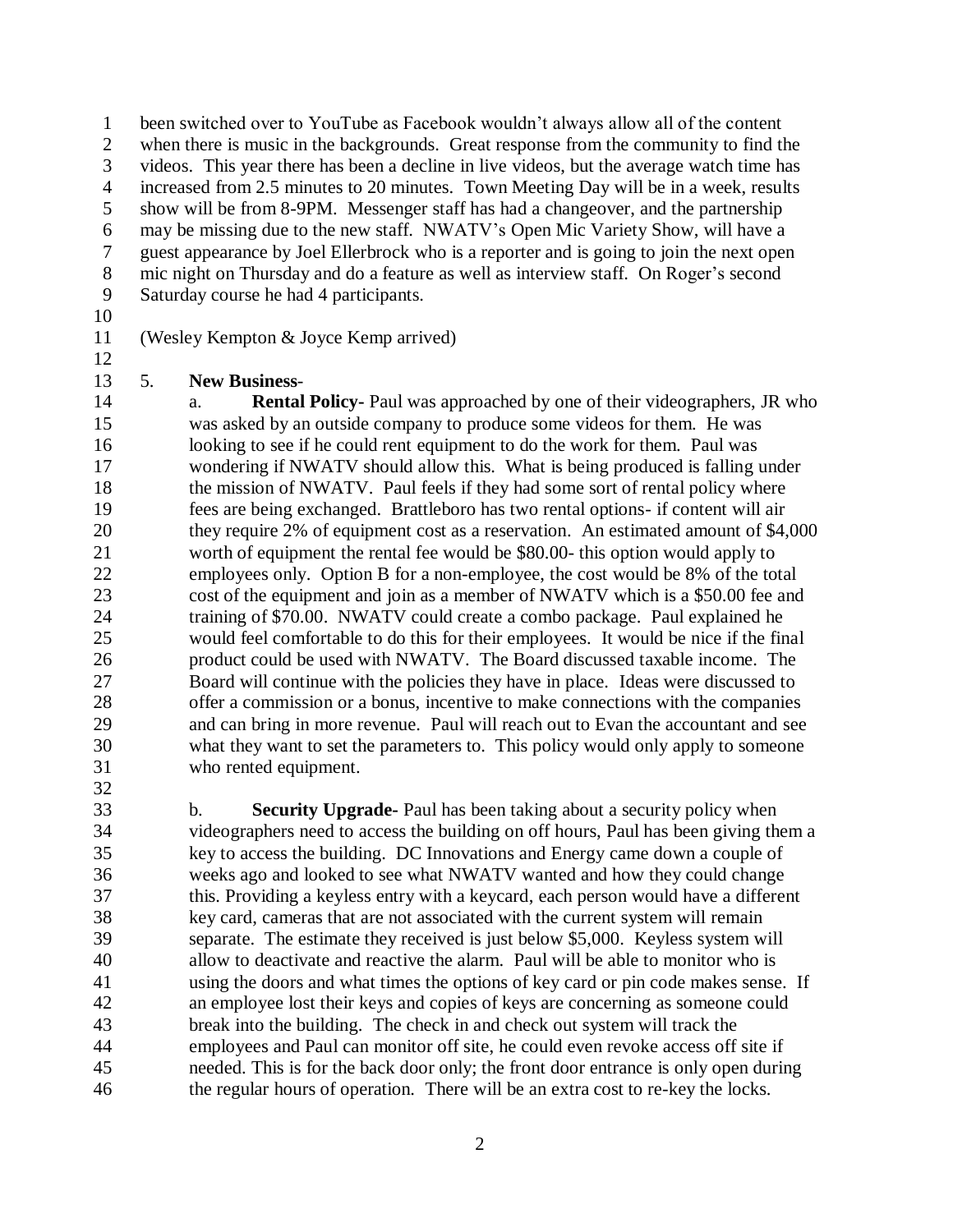been switched over to YouTube as Facebook wouldn't always allow all of the content when there is music in the backgrounds. Great response from the community to find the videos. This year there has been a decline in live videos, but the average watch time has increased from 2.5 minutes to 20 minutes. Town Meeting Day will be in a week, results show will be from 8-9PM. Messenger staff has had a changeover, and the partnership may be missing due to the new staff. NWATV's Open Mic Variety Show, will have a guest appearance by Joel Ellerbrock who is a reporter and is going to join the next open mic night on Thursday and do a feature as well as interview staff. On Roger's second Saturday course he had 4 participants.

(Wesley Kempton & Joyce Kemp arrived)

5. **New Business**-

a. **Rental Policy-** Paul was approached by one of their videographers, JR who was asked by an outside company to produce some videos for them. He was looking to see if he could rent equipment to do the work for them. Paul was wondering if NWATV should allow this. What is being produced is falling under the mission of NWATV. Paul feels if they had some sort of rental policy where fees are being exchanged. Brattleboro has two rental options- if content will air they require 2% of equipment cost as a reservation. An estimated amount of $4,000 worth of equipment the rental fee would be $80.00- this option would apply to employees only. Option B for a non-employee, the cost would be 8% of the total cost of the equipment and join as a member of NWATV which is a $50.00 fee and training of $70.00. NWATV could create a combo package. Paul explained he would feel comfortable to do this for their employees. It would be nice if the final product could be used with NWATV. The Board discussed taxable income. The Board will continue with the policies they have in place. Ideas were discussed to offer a commission or a bonus, incentive to make connections with the companies and can bring in more revenue. Paul will reach out to Evan the accountant and see what they want to set the parameters to. This policy would only apply to someone who rented equipment.

b. **Security Upgrade-** Paul has been taking about a security policy when videographers need to access the building on off hours, Paul has been giving them a key to access the building. DC Innovations and Energy came down a couple of weeks ago and looked to see what NWATV wanted and how they could change this. Providing a keyless entry with a keycard, each person would have a different key card, cameras that are not associated with the current system will remain separate. The estimate they received is just below $5,000. Keyless system will allow to deactivate and reactive the alarm. Paul will be able to monitor who is using the doors and what times the options of key card or pin code makes sense. If an employee lost their keys and copies of keys are concerning as someone could break into the building. The check in and check out system will track the employees and Paul can monitor off site, he could even revoke access off site if needed. This is for the back door only; the front door entrance is only open during the regular hours of operation. There will be an extra cost to re-key the locks.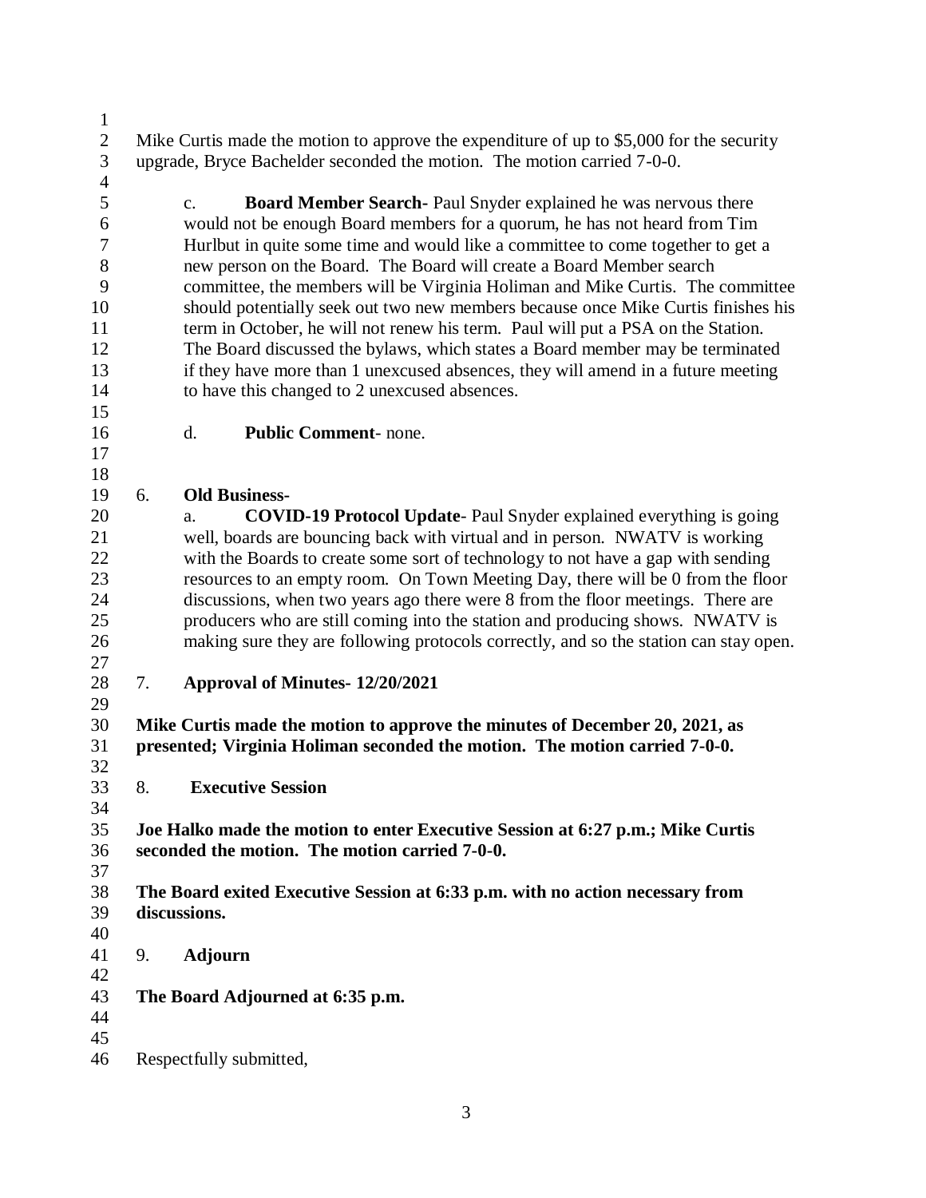Mike Curtis made the motion to approve the expenditure of up to $5,000 for the security upgrade, Bryce Bachelder seconded the motion. The motion carried 7-0-0.

c. **Board Member Search-** Paul Snyder explained he was nervous there would not be enough Board members for a quorum, he has not heard from Tim Hurlbut in quite some time and would like a committee to come together to get a new person on the Board. The Board will create a Board Member search committee, the members will be Virginia Holiman and Mike Curtis. The committee should potentially seek out two new members because once Mike Curtis finishes his term in October, he will not renew his term. Paul will put a PSA on the Station. The Board discussed the bylaws, which states a Board member may be terminated if they have more than 1 unexcused absences, they will amend in a future meeting to have this changed to 2 unexcused absences.

d. **Public Comment**- none.

6. **Old Business-**

a. **COVID-19 Protocol Update**- Paul Snyder explained everything is going well, boards are bouncing back with virtual and in person. NWATV is working with the Boards to create some sort of technology to not have a gap with sending resources to an empty room. On Town Meeting Day, there will be 0 from the floor discussions, when two years ago there were 8 from the floor meetings. There are producers who are still coming into the station and producing shows. NWATV is making sure they are following protocols correctly, and so the station can stay open.

7. **Approval of Minutes- 12/20/2021**

**Mike Curtis made the motion to approve the minutes of December 20, 2021, as presented; Virginia Holiman seconded the motion. The motion carried 7-0-0.**

8. **Executive Session**

**Joe Halko made the motion to enter Executive Session at 6:27 p.m.; Mike Curtis seconded the motion. The motion carried 7-0-0.**

**The Board exited Executive Session at 6:33 p.m. with no action necessary from discussions.**

9. **Adjourn**

**The Board Adjourned at 6:35 p.m.**

Respectfully submitted,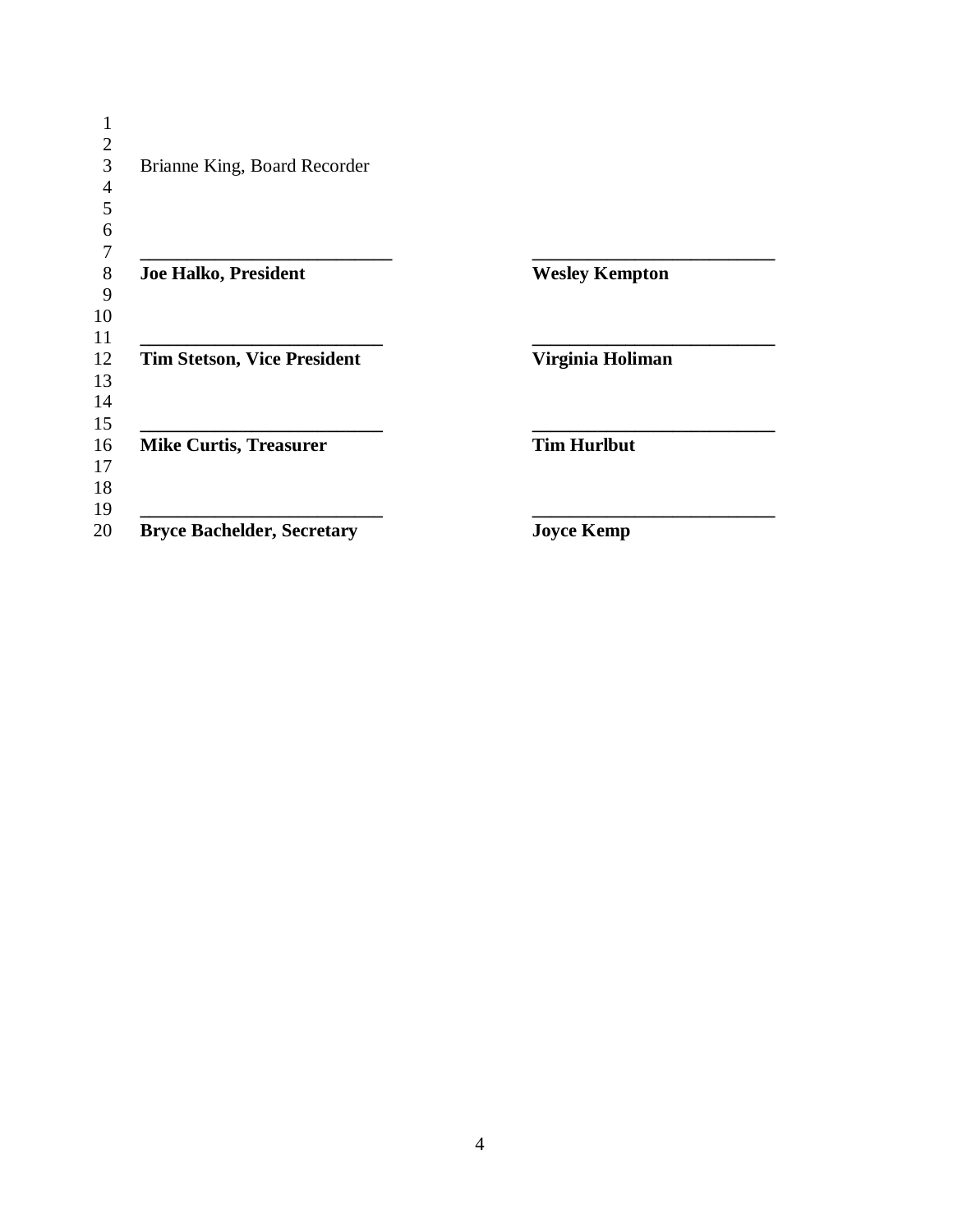Brianne King, Board Recorder

| | |
|---|---|
| ___________________________ | ___________________________ |
| **Joe Halko, President** | **Wesley Kempton** |
| ___________________________ | ___________________________ |
| **Tim Stetson, Vice President** | **Virginia Holiman** |
| ___________________________ | ___________________________ |
| **Mike Curtis, Treasurer** | **Tim Hurlbut** |
| ___________________________ | ___________________________ |
| **Bryce Bachelder, Secretary** | **Joyce Kemp** |